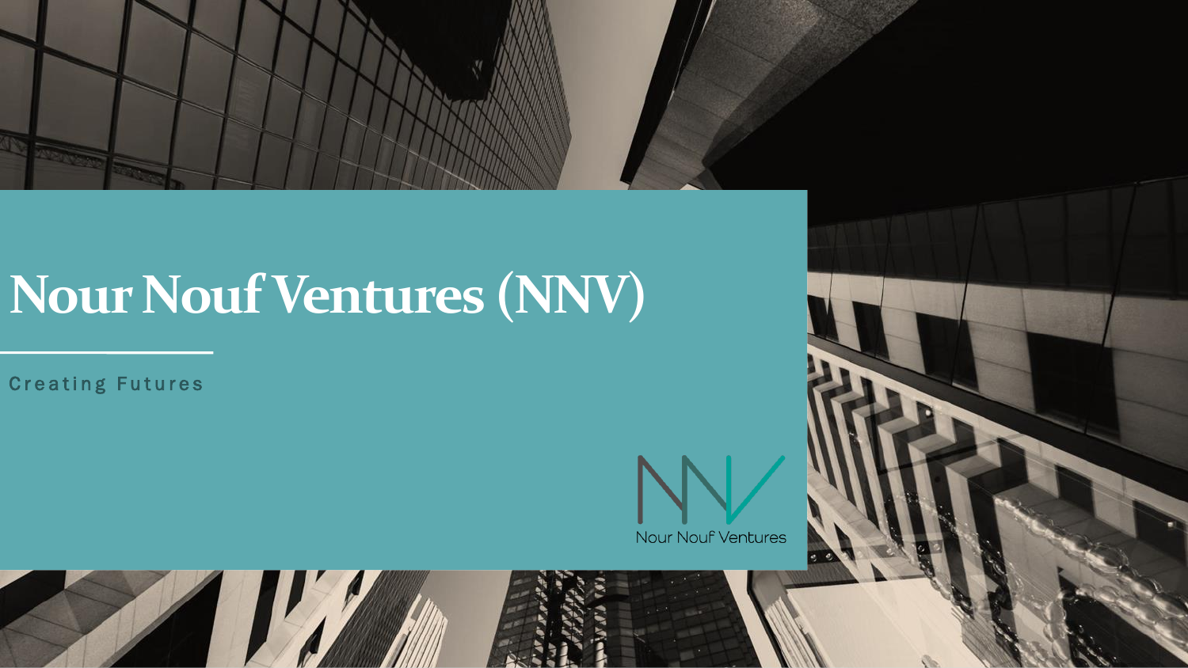# Nour Nouf Ventures (NNV)

Creating Futures

Nour Nouf Ventures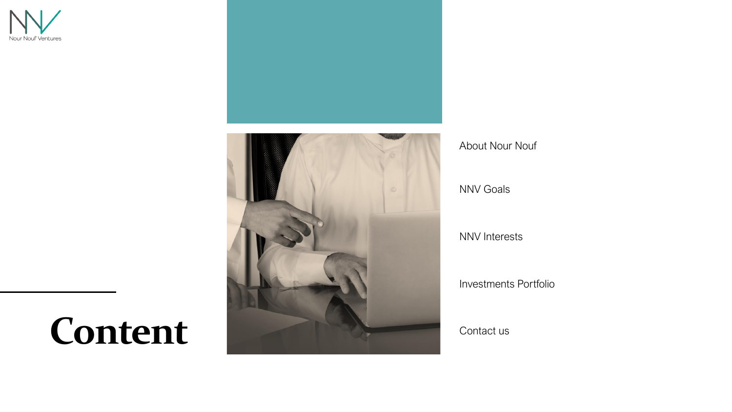# Content

- About Nour Nouf
- NNV Goals
- NNV Interests
- Investments Portfolio
- Contact us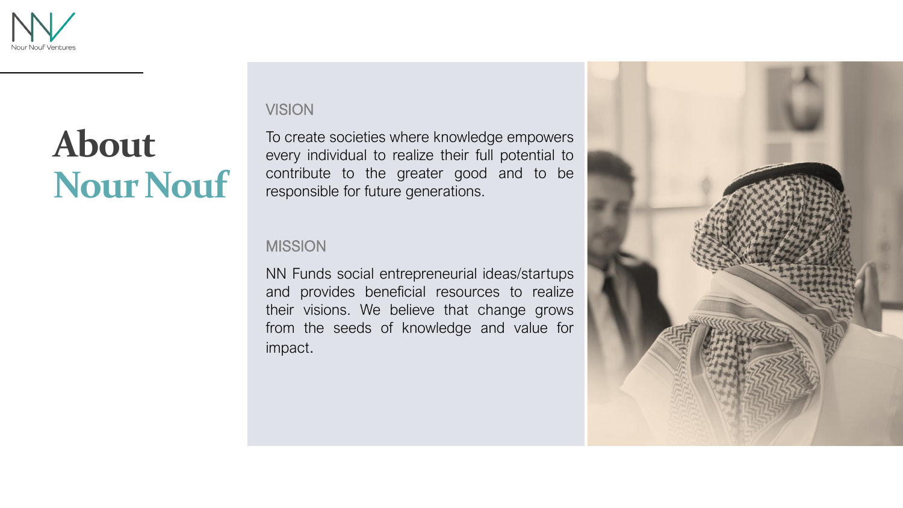# About Nour Nouf

## VISION

To create societies where knowledge empowers every individual to realize their full potential to contribute to the greater good and to be responsible for future generations.

## MISSION

NN Funds social entrepreneurial ideas/startups and provides beneficial resources to realize their visions. We believe that change grows from the seeds of knowledge and value for impact.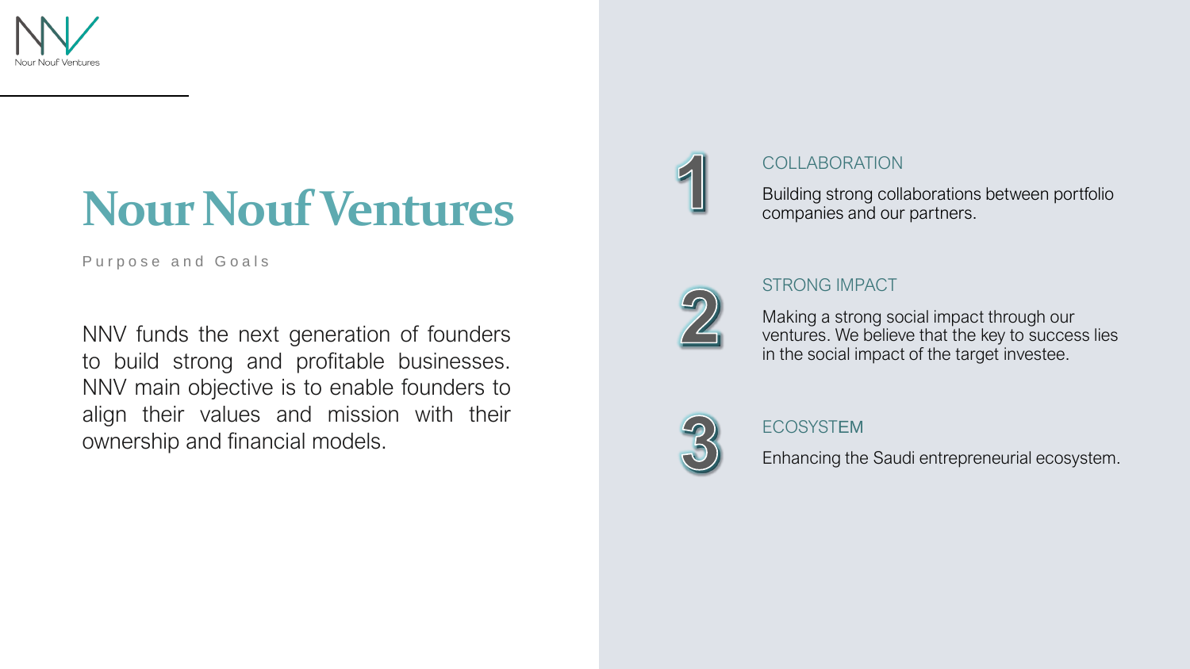# Nour Nouf Ventures

Purpose and Goals

NNV funds the next generation of founders to build strong and profitable businesses. NNV main objective is to enable founders to align their values and mission with their ownership and financial models.

1. **COLLABORATION**

   Building strong collaborations between portfolio companies and our partners.

2. **STRONG IMPACT**

   Making a strong social impact through our ventures. We believe that the key to success lies in the social impact of the target investee.

3. **ECOSYSTEM**

   Enhancing the Saudi entrepreneurial ecosystem.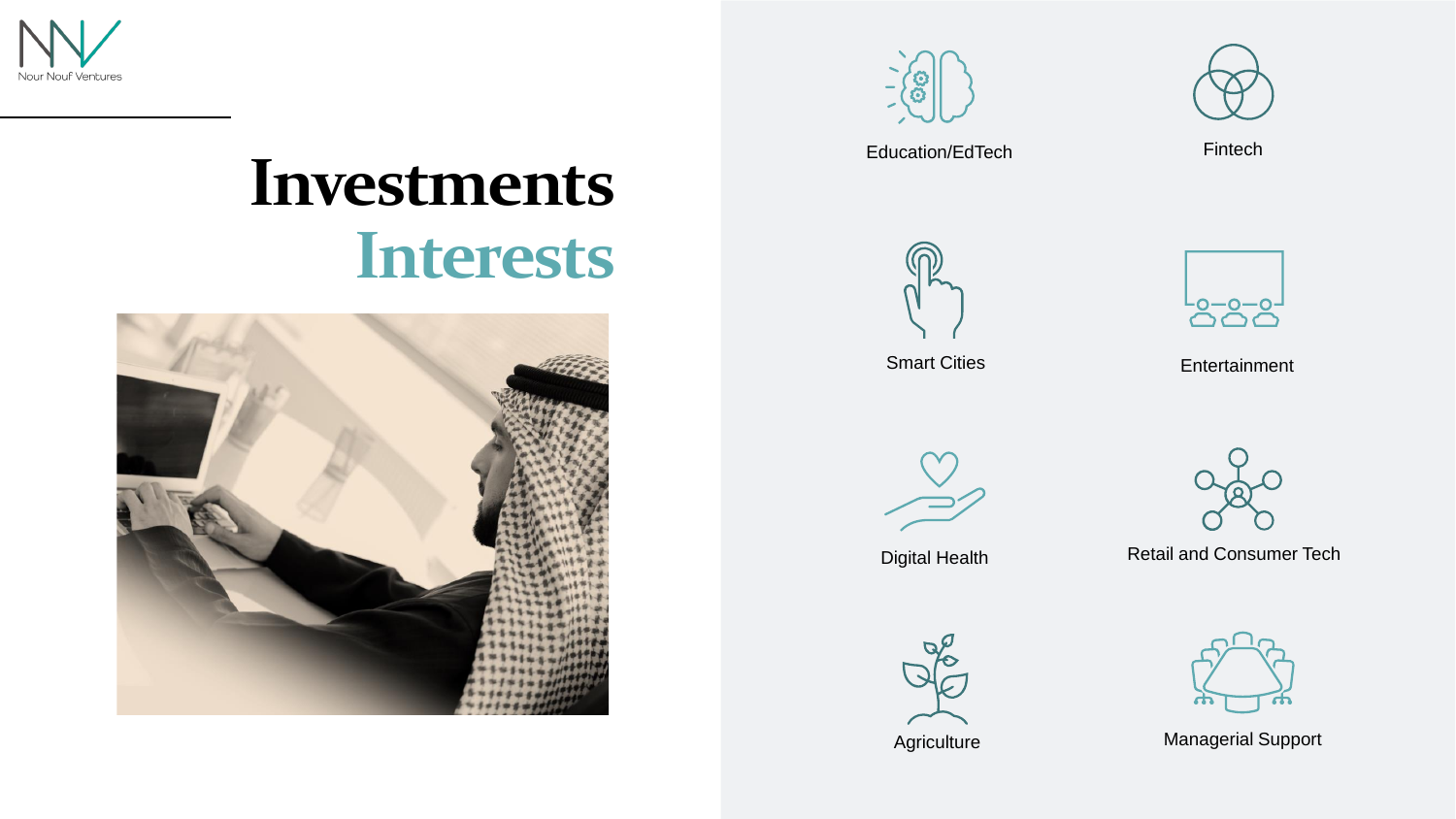# Investments Interests

- Education/EdTech
- Fintech
- Smart Cities
- Entertainment
- Digital Health
- Retail and Consumer Tech
- Agriculture
- Managerial Support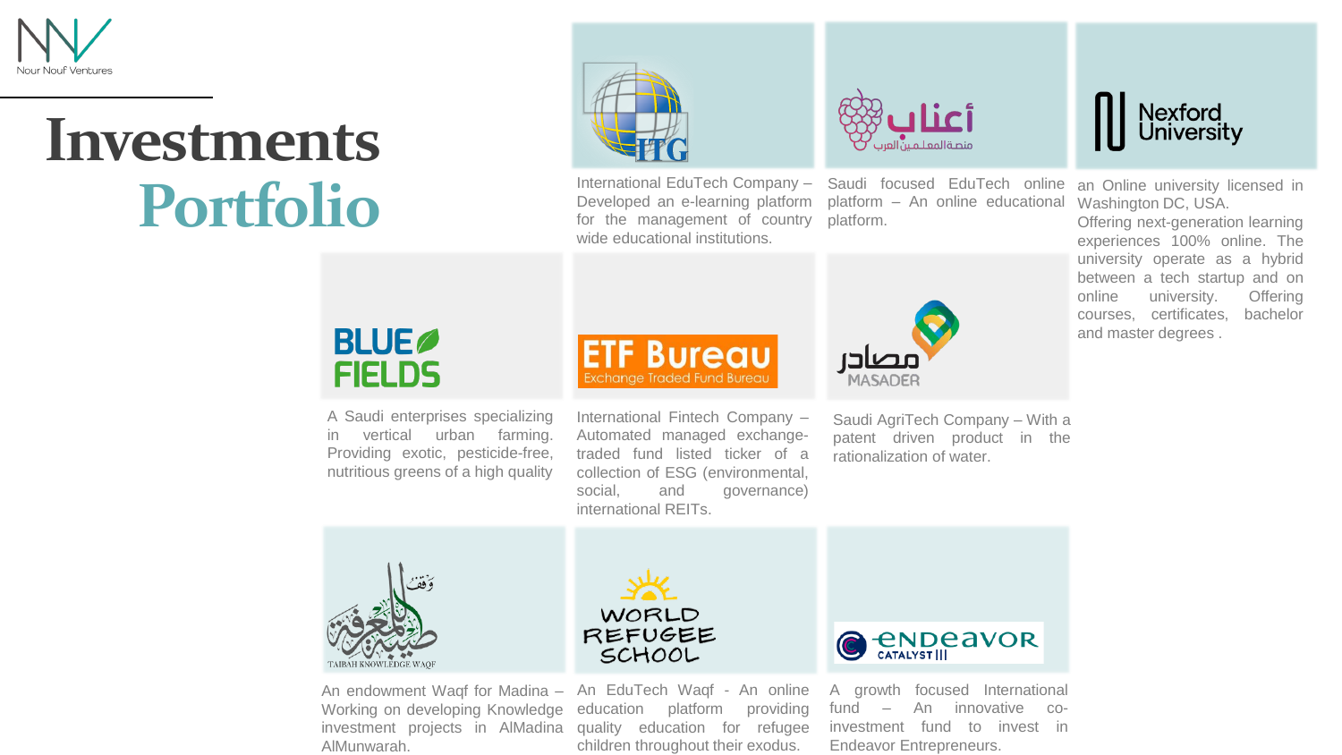# Investments Portfolio

**ITG**

International EduTech Company – Developed an e-learning platform for the management of country wide educational institutions.

**أعناب**

Saudi focused EduTech online platform – An online educational platform.

**Nexford University**

an Online university licensed in Washington DC, USA.
Offering next-generation learning experiences 100% online. The university operate as a hybrid between a tech startup and on online university. Offering courses, certificates, bachelor and master degrees .

**BLUE FIELDS**

A Saudi enterprises specializing in vertical urban farming. Providing exotic, pesticide-free, nutritious greens of a high quality

**ETF Bureau**

International Fintech Company – Automated managed exchange-traded fund listed ticker of a collection of ESG (environmental, social, and governance) international REITs.

**MASADER**

Saudi AgriTech Company – With a patent driven product in the rationalization of water.

**TAIBAH KNOWLEDGE WAQF**

An endowment Waqf for Madina – Working on developing Knowledge investment projects in AlMadina AlMunwarah.

**WORLD REFUGEE SCHOOL**

An EduTech Waqf - An online education platform providing quality education for refugee children throughout their exodus.

**Endeavor Catalyst III**

A growth focused International fund – An innovative co-investment fund to invest in Endeavor Entrepreneurs.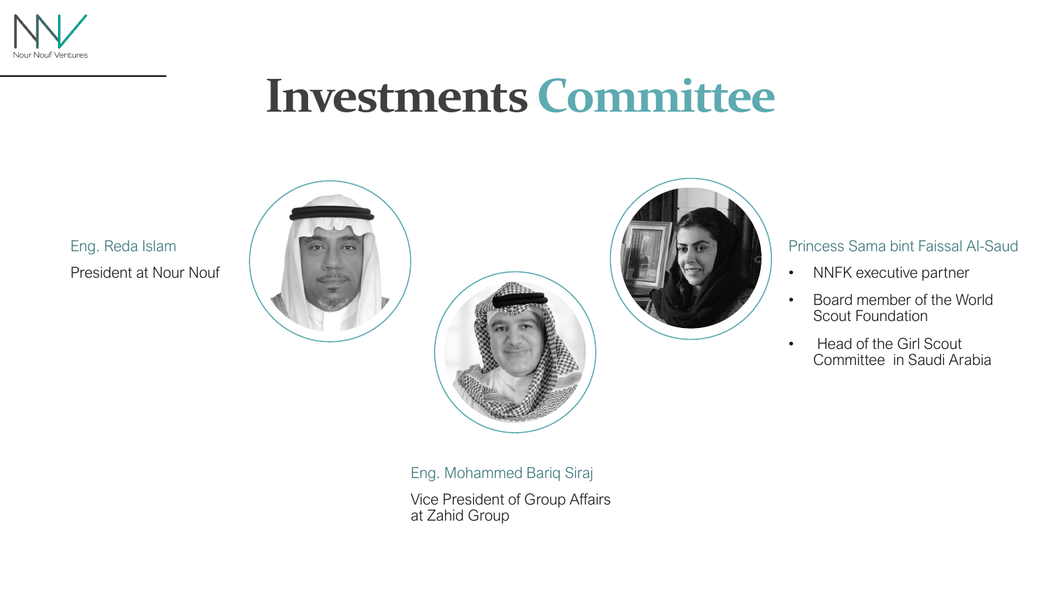# Investments Committee

Eng. Reda Islam

President at Nour Nouf

Eng. Mohammed Bariq Siraj

Vice President of Group Affairs at Zahid Group

Princess Sama bint Faissal Al-Saud

- NNFK executive partner
- Board member of the World Scout Foundation
- Head of the Girl Scout Committee in Saudi Arabia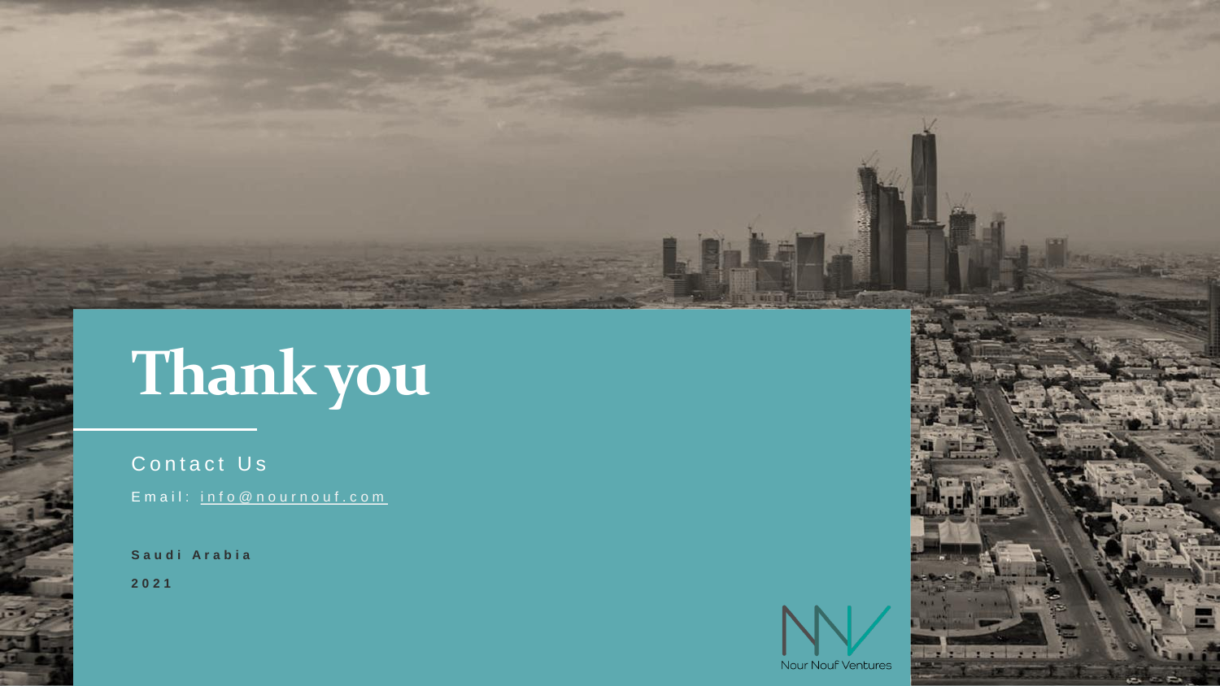# Thank you

Contact Us

Email: info@nournouf.com

**Saudi Arabia**

**2021**

Nour Nouf Ventures